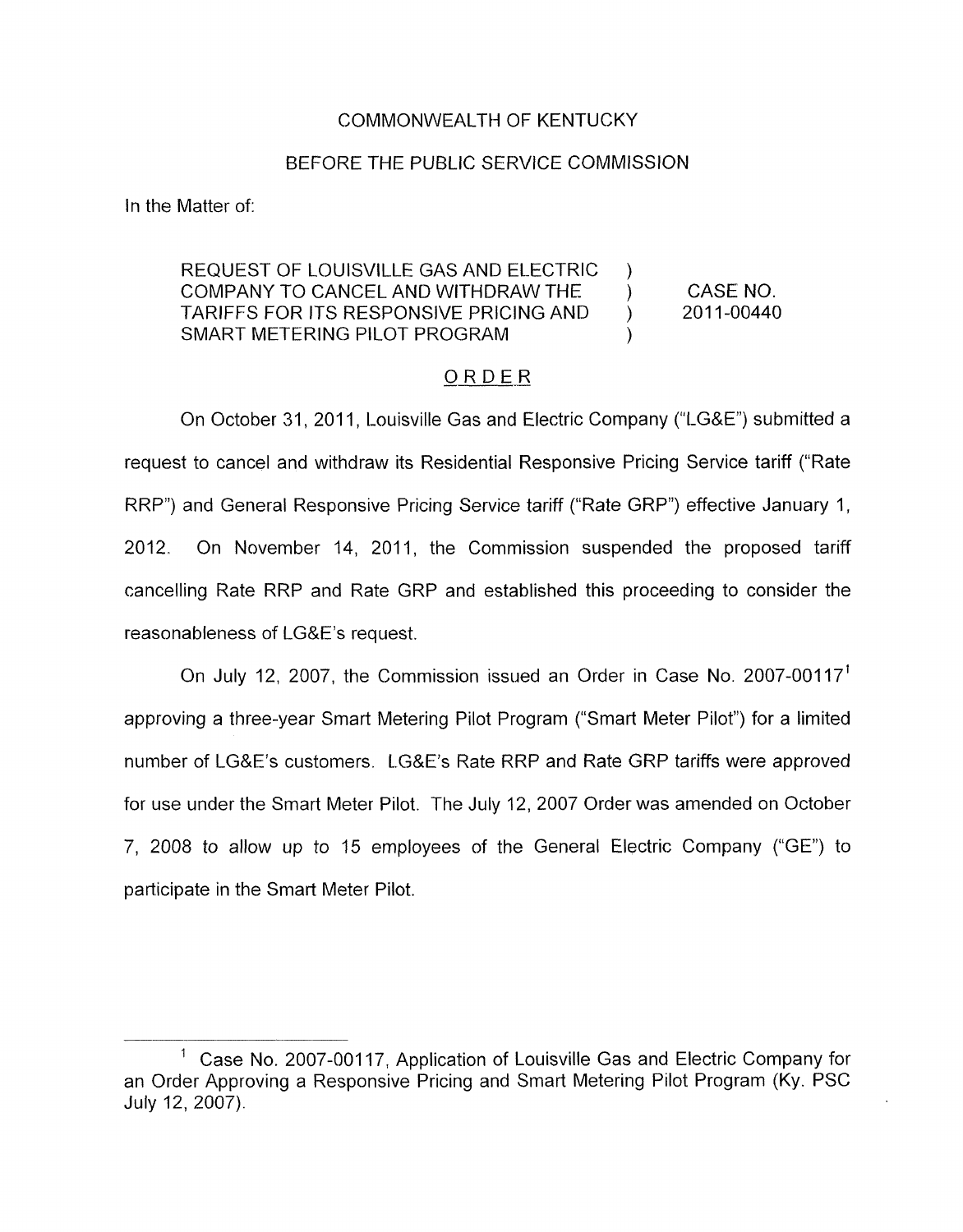COMMONWEALTH OF KENTUCKY

BEFORE THE PUBLIC SERVICE COMMISSION

In the Matter of:

| | | |
|---|---|---|
| REQUEST OF LOUISVILLE GAS AND ELECTRIC COMPANY TO CANCEL AND WITHDRAW THE TARIFFS FOR ITS RESPONSIVE PRICING AND SMART METERING PILOT PROGRAM | ) ) ) ) | CASE NO. 2011-00440 |

## ORDER

On October 31, 2011, Louisville Gas and Electric Company ("LG&E") submitted a request to cancel and withdraw its Residential Responsive Pricing Service tariff ("Rate RRP") and General Responsive Pricing Service tariff ("Rate GRP") effective January 1, 2012. On November 14, 2011, the Commission suspended the proposed tariff cancelling Rate RRP and Rate GRP and established this proceeding to consider the reasonableness of LG&E's request.

On July 12, 2007, the Commission issued an Order in Case No. 2007-00117[1] approving a three-year Smart Metering Pilot Program ("Smart Meter Pilot") for a limited number of LG&E's customers. LG&E's Rate RRP and Rate GRP tariffs were approved for use under the Smart Meter Pilot. The July 12, 2007 Order was amended on October 7, 2008 to allow up to 15 employees of the General Electric Company ("GE") to participate in the Smart Meter Pilot.

[1] Case No. 2007-00117, Application of Louisville Gas and Electric Company for an Order Approving a Responsive Pricing and Smart Metering Pilot Program (Ky. PSC July 12, 2007).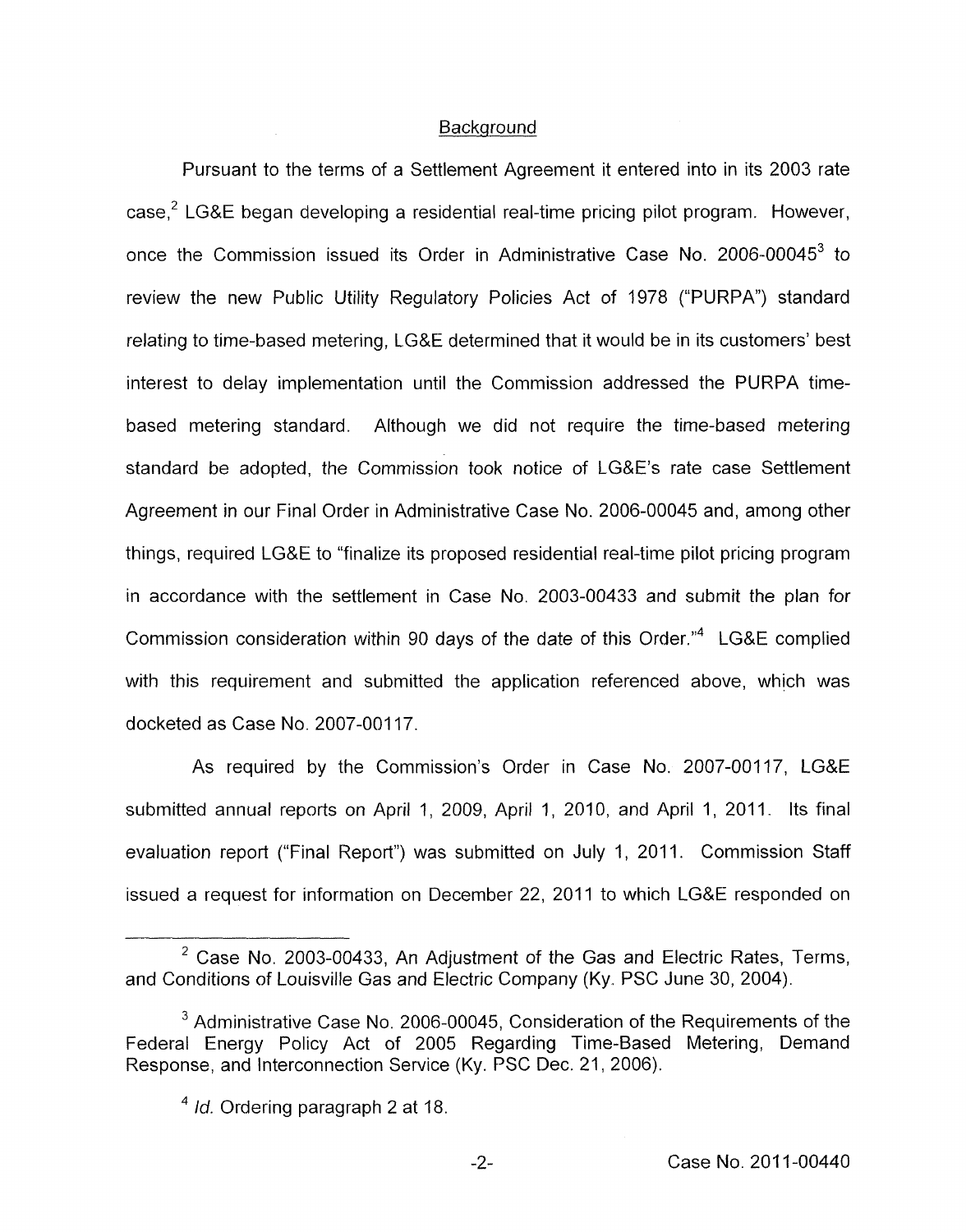## Background

Pursuant to the terms of a Settlement Agreement it entered into in its 2003 rate case,[2] LG&E began developing a residential real-time pricing pilot program. However, once the Commission issued its Order in Administrative Case No. 2006-00045[3] to review the new Public Utility Regulatory Policies Act of 1978 ("PURPA") standard relating to time-based metering, LG&E determined that it would be in its customers' best interest to delay implementation until the Commission addressed the PURPA time-based metering standard. Although we did not require the time-based metering standard be adopted, the Commission took notice of LG&E's rate case Settlement Agreement in our Final Order in Administrative Case No. 2006-00045 and, among other things, required LG&E to "finalize its proposed residential real-time pilot pricing program in accordance with the settlement in Case No. 2003-00433 and submit the plan for Commission consideration within 90 days of the date of this Order."[4] LG&E complied with this requirement and submitted the application referenced above, which was docketed as Case No. 2007-00117.

As required by the Commission's Order in Case No. 2007-00117, LG&E submitted annual reports on April 1, 2009, April 1, 2010, and April 1, 2011. Its final evaluation report ("Final Report") was submitted on July 1, 2011. Commission Staff issued a request for information on December 22, 2011 to which LG&E responded on

---

[2] Case No. 2003-00433, An Adjustment of the Gas and Electric Rates, Terms, and Conditions of Louisville Gas and Electric Company (Ky. PSC June 30, 2004).

[3] Administrative Case No. 2006-00045, Consideration of the Requirements of the Federal Energy Policy Act of 2005 Regarding Time-Based Metering, Demand Response, and Interconnection Service (Ky. PSC Dec. 21, 2006).

[4] *Id.* Ordering paragraph 2 at 18.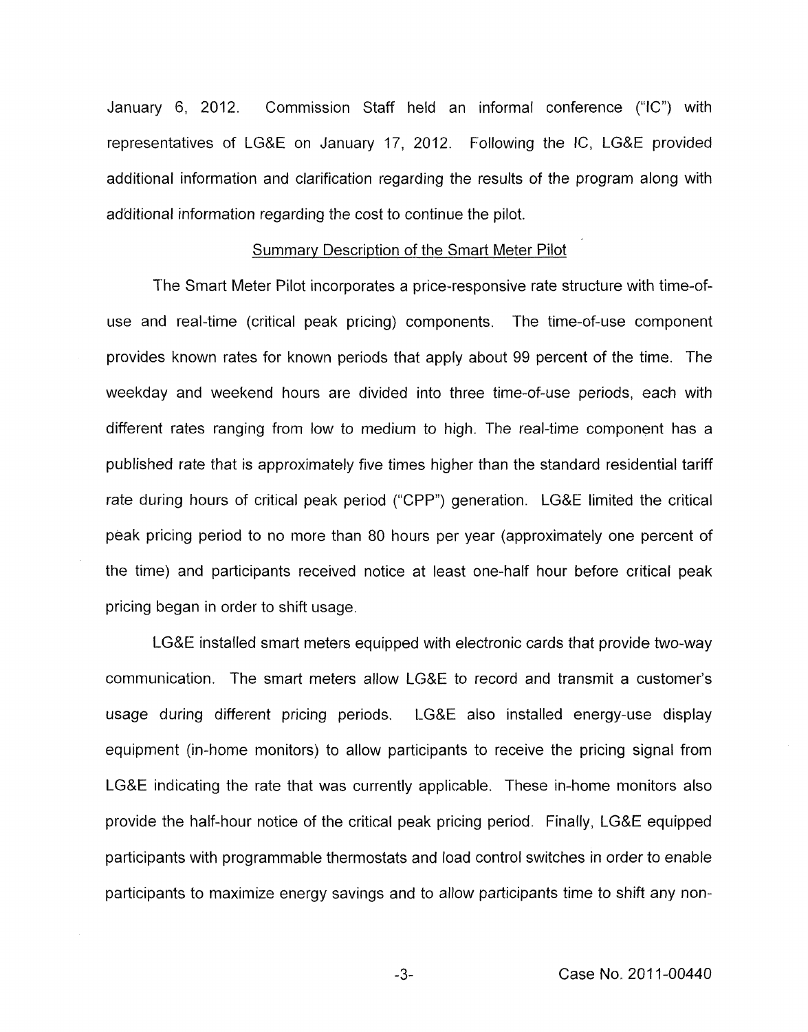January 6, 2012. Commission Staff held an informal conference ("IC") with representatives of LG&E on January 17, 2012. Following the IC, LG&E provided additional information and clarification regarding the results of the program along with additional information regarding the cost to continue the pilot.

## Summary Description of the Smart Meter Pilot

The Smart Meter Pilot incorporates a price-responsive rate structure with time-of-use and real-time (critical peak pricing) components. The time-of-use component provides known rates for known periods that apply about 99 percent of the time. The weekday and weekend hours are divided into three time-of-use periods, each with different rates ranging from low to medium to high. The real-time component has a published rate that is approximately five times higher than the standard residential tariff rate during hours of critical peak period ("CPP") generation. LG&E limited the critical peak pricing period to no more than 80 hours per year (approximately one percent of the time) and participants received notice at least one-half hour before critical peak pricing began in order to shift usage.

LG&E installed smart meters equipped with electronic cards that provide two-way communication. The smart meters allow LG&E to record and transmit a customer's usage during different pricing periods. LG&E also installed energy-use display equipment (in-home monitors) to allow participants to receive the pricing signal from LG&E indicating the rate that was currently applicable. These in-home monitors also provide the half-hour notice of the critical peak pricing period. Finally, LG&E equipped participants with programmable thermostats and load control switches in order to enable participants to maximize energy savings and to allow participants time to shift any non-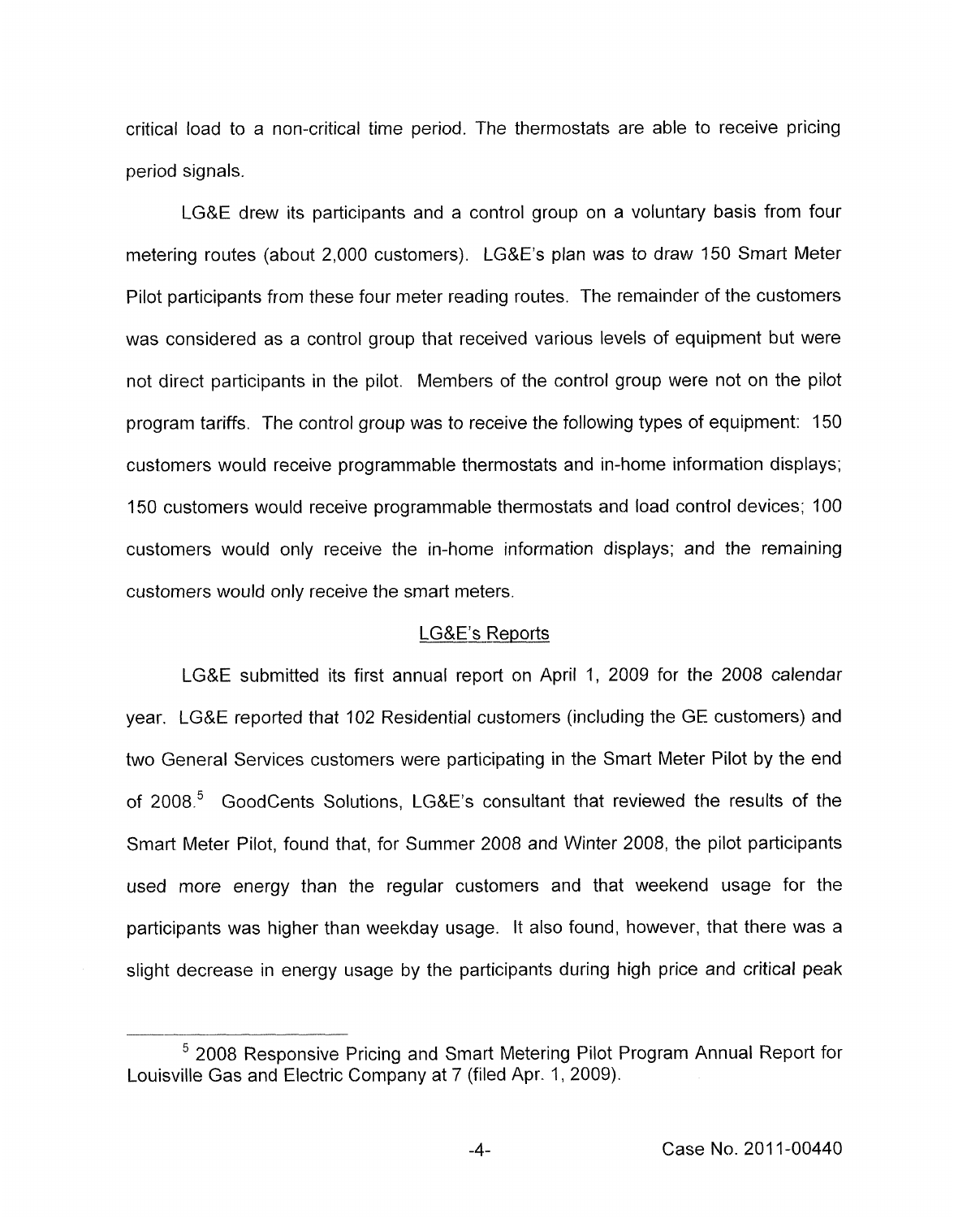critical load to a non-critical time period. The thermostats are able to receive pricing period signals.

LG&E drew its participants and a control group on a voluntary basis from four metering routes (about 2,000 customers). LG&E's plan was to draw 150 Smart Meter Pilot participants from these four meter reading routes. The remainder of the customers was considered as a control group that received various levels of equipment but were not direct participants in the pilot. Members of the control group were not on the pilot program tariffs. The control group was to receive the following types of equipment: 150 customers would receive programmable thermostats and in-home information displays; 150 customers would receive programmable thermostats and load control devices; 100 customers would only receive the in-home information displays; and the remaining customers would only receive the smart meters.

## LG&E's Reports

LG&E submitted its first annual report on April 1, 2009 for the 2008 calendar year. LG&E reported that 102 Residential customers (including the GE customers) and two General Services customers were participating in the Smart Meter Pilot by the end of 2008.[5] GoodCents Solutions, LG&E's consultant that reviewed the results of the Smart Meter Pilot, found that, for Summer 2008 and Winter 2008, the pilot participants used more energy than the regular customers and that weekend usage for the participants was higher than weekday usage. It also found, however, that there was a slight decrease in energy usage by the participants during high price and critical peak

[5] 2008 Responsive Pricing and Smart Metering Pilot Program Annual Report for Louisville Gas and Electric Company at 7 (filed Apr. 1, 2009).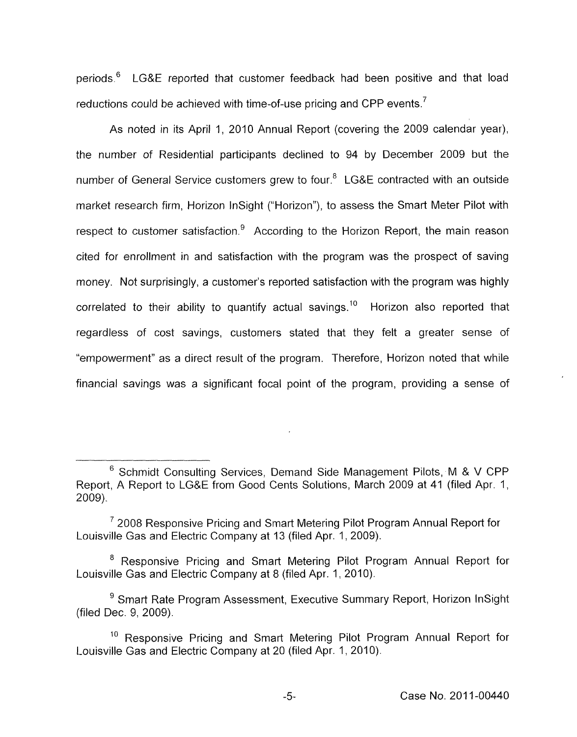periods.[6] LG&E reported that customer feedback had been positive and that load reductions could be achieved with time-of-use pricing and CPP events.[7]

As noted in its April 1, 2010 Annual Report (covering the 2009 calendar year), the number of Residential participants declined to 94 by December 2009 but the number of General Service customers grew to four.[8] LG&E contracted with an outside market research firm, Horizon InSight ("Horizon"), to assess the Smart Meter Pilot with respect to customer satisfaction.[9] According to the Horizon Report, the main reason cited for enrollment in and satisfaction with the program was the prospect of saving money. Not surprisingly, a customer's reported satisfaction with the program was highly correlated to their ability to quantify actual savings.[10] Horizon also reported that regardless of cost savings, customers stated that they felt a greater sense of "empowerment" as a direct result of the program. Therefore, Horizon noted that while financial savings was a significant focal point of the program, providing a sense of

---

[6] Schmidt Consulting Services, Demand Side Management Pilots, M & V CPP Report, A Report to LG&E from Good Cents Solutions, March 2009 at 41 (filed Apr. 1, 2009).

[7] 2008 Responsive Pricing and Smart Metering Pilot Program Annual Report for Louisville Gas and Electric Company at 13 (filed Apr. 1, 2009).

[8] Responsive Pricing and Smart Metering Pilot Program Annual Report for Louisville Gas and Electric Company at 8 (filed Apr. 1, 2010).

[9] Smart Rate Program Assessment, Executive Summary Report, Horizon InSight (filed Dec. 9, 2009).

[10] Responsive Pricing and Smart Metering Pilot Program Annual Report for Louisville Gas and Electric Company at 20 (filed Apr. 1, 2010).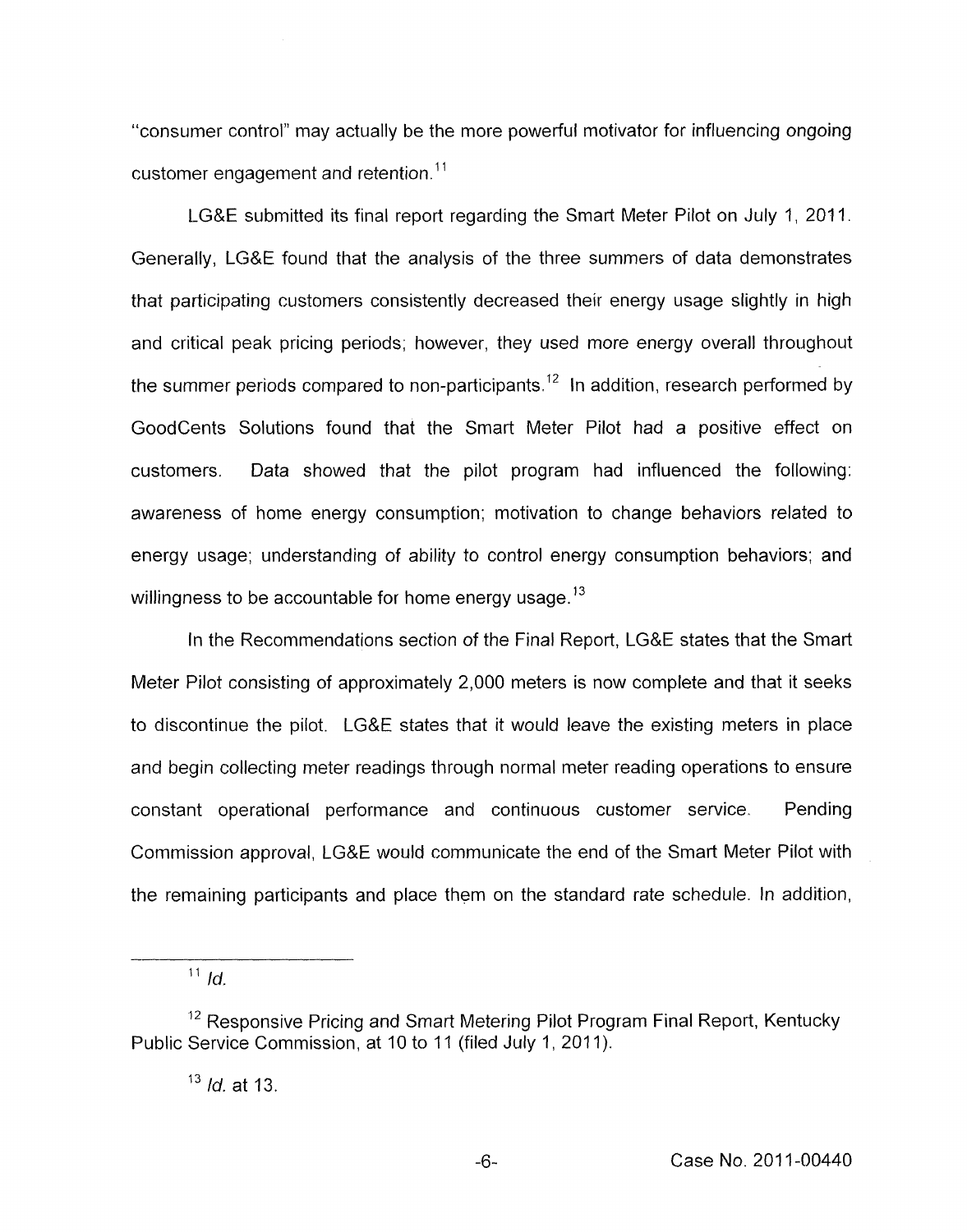"consumer control" may actually be the more powerful motivator for influencing ongoing customer engagement and retention.[11]

LG&E submitted its final report regarding the Smart Meter Pilot on July 1, 2011. Generally, LG&E found that the analysis of the three summers of data demonstrates that participating customers consistently decreased their energy usage slightly in high and critical peak pricing periods; however, they used more energy overall throughout the summer periods compared to non-participants.[12] In addition, research performed by GoodCents Solutions found that the Smart Meter Pilot had a positive effect on customers. Data showed that the pilot program had influenced the following: awareness of home energy consumption; motivation to change behaviors related to energy usage; understanding of ability to control energy consumption behaviors; and willingness to be accountable for home energy usage.[13]

In the Recommendations section of the Final Report, LG&E states that the Smart Meter Pilot consisting of approximately 2,000 meters is now complete and that it seeks to discontinue the pilot. LG&E states that it would leave the existing meters in place and begin collecting meter readings through normal meter reading operations to ensure constant operational performance and continuous customer service. Pending Commission approval, LG&E would communicate the end of the Smart Meter Pilot with the remaining participants and place them on the standard rate schedule. In addition,

---

[11] *Id.*

[12] Responsive Pricing and Smart Metering Pilot Program Final Report, Kentucky Public Service Commission, at 10 to 11 (filed July 1, 2011).

[13] *Id.* at 13.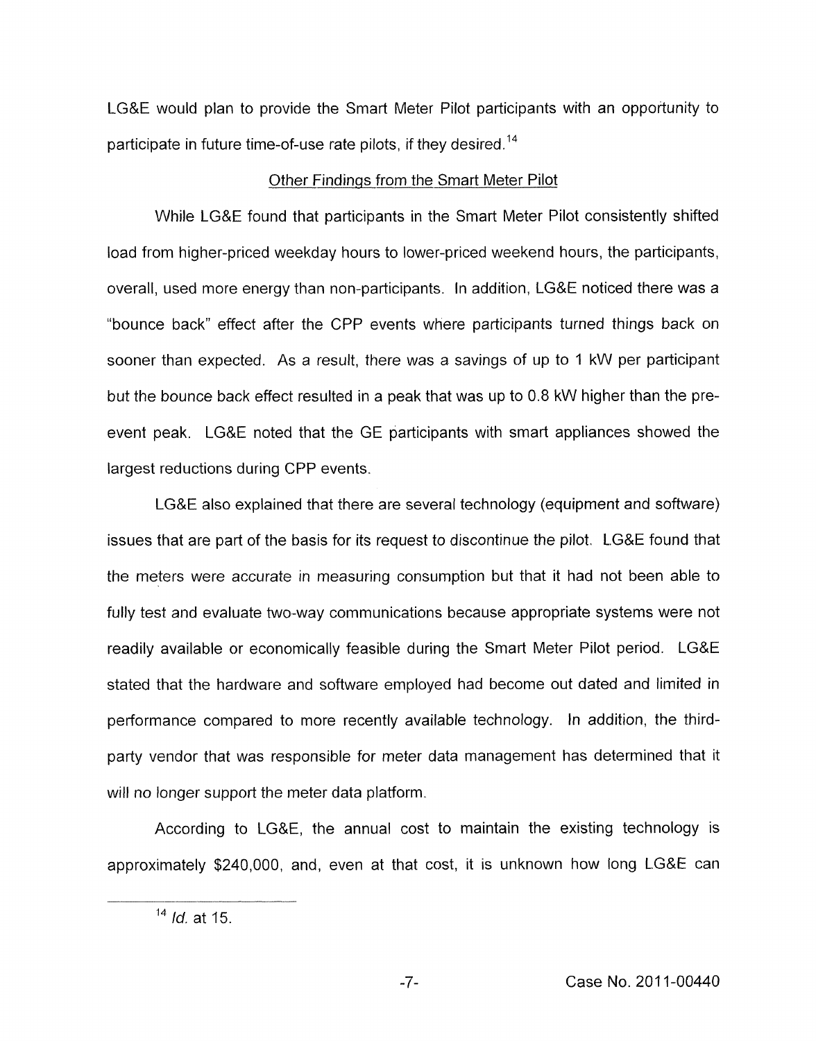LG&E would plan to provide the Smart Meter Pilot participants with an opportunity to participate in future time-of-use rate pilots, if they desired.[14]

Other Findings from the Smart Meter Pilot

While LG&E found that participants in the Smart Meter Pilot consistently shifted load from higher-priced weekday hours to lower-priced weekend hours, the participants, overall, used more energy than non-participants. In addition, LG&E noticed there was a "bounce back" effect after the CPP events where participants turned things back on sooner than expected. As a result, there was a savings of up to 1 kW per participant but the bounce back effect resulted in a peak that was up to 0.8 kW higher than the pre-event peak. LG&E noted that the GE participants with smart appliances showed the largest reductions during CPP events.

LG&E also explained that there are several technology (equipment and software) issues that are part of the basis for its request to discontinue the pilot. LG&E found that the meters were accurate in measuring consumption but that it had not been able to fully test and evaluate two-way communications because appropriate systems were not readily available or economically feasible during the Smart Meter Pilot period. LG&E stated that the hardware and software employed had become out dated and limited in performance compared to more recently available technology. In addition, the third-party vendor that was responsible for meter data management has determined that it will no longer support the meter data platform.

According to LG&E, the annual cost to maintain the existing technology is approximately $240,000, and, even at that cost, it is unknown how long LG&E can

[14] *Id.* at 15.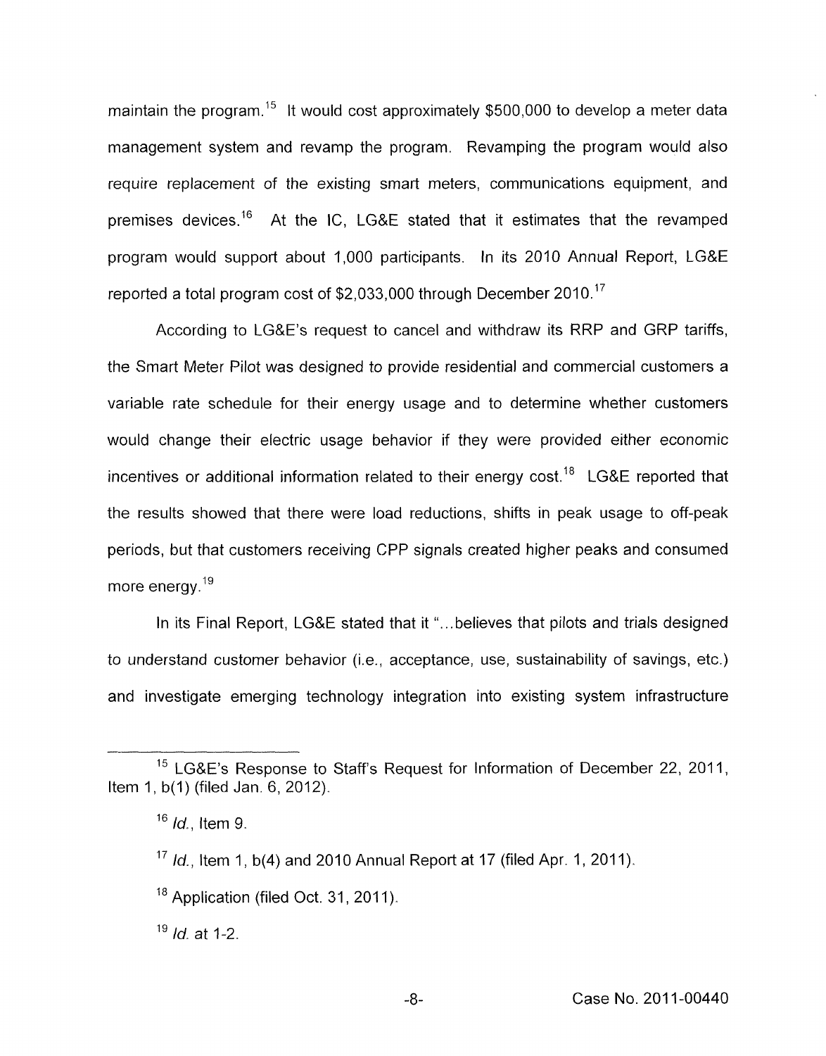maintain the program.[15] It would cost approximately $500,000 to develop a meter data management system and revamp the program. Revamping the program would also require replacement of the existing smart meters, communications equipment, and premises devices.[16] At the IC, LG&E stated that it estimates that the revamped program would support about 1,000 participants. In its 2010 Annual Report, LG&E reported a total program cost of $2,033,000 through December 2010.[17]

According to LG&E's request to cancel and withdraw its RRP and GRP tariffs, the Smart Meter Pilot was designed to provide residential and commercial customers a variable rate schedule for their energy usage and to determine whether customers would change their electric usage behavior if they were provided either economic incentives or additional information related to their energy cost.[18] LG&E reported that the results showed that there were load reductions, shifts in peak usage to off-peak periods, but that customers receiving CPP signals created higher peaks and consumed more energy.[19]

In its Final Report, LG&E stated that it "...believes that pilots and trials designed to understand customer behavior (i.e., acceptance, use, sustainability of savings, etc.) and investigate emerging technology integration into existing system infrastructure

---

[15] LG&E's Response to Staff's Request for Information of December 22, 2011, Item 1, b(1) (filed Jan. 6, 2012).

[16] *Id.*, Item 9.

[17] *Id.*, Item 1, b(4) and 2010 Annual Report at 17 (filed Apr. 1, 2011).

[18] Application (filed Oct. 31, 2011).

[19] *Id.* at 1-2.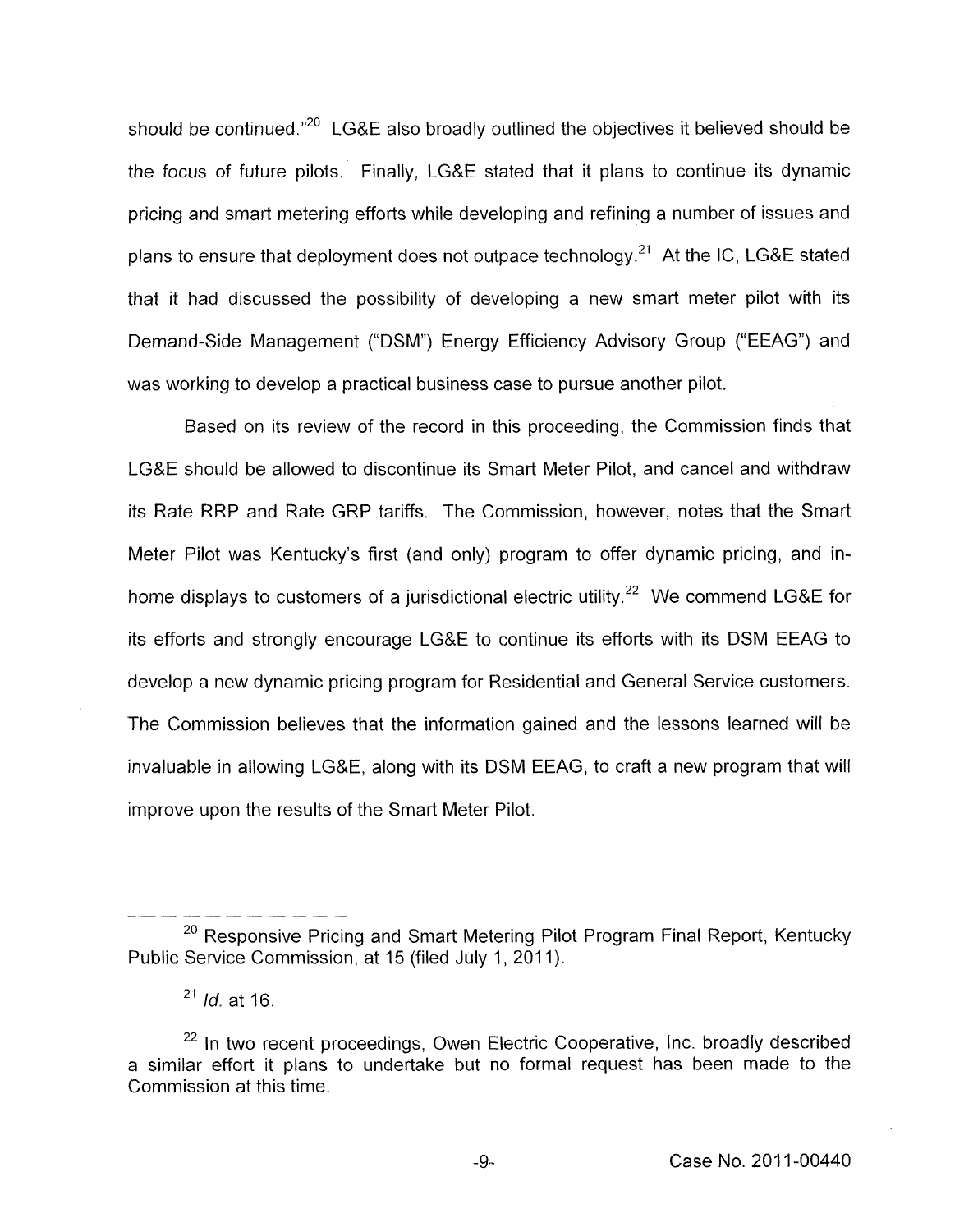should be continued."[20] LG&E also broadly outlined the objectives it believed should be the focus of future pilots. Finally, LG&E stated that it plans to continue its dynamic pricing and smart metering efforts while developing and refining a number of issues and plans to ensure that deployment does not outpace technology.[21] At the IC, LG&E stated that it had discussed the possibility of developing a new smart meter pilot with its Demand-Side Management ("DSM") Energy Efficiency Advisory Group ("EEAG") and was working to develop a practical business case to pursue another pilot.

Based on its review of the record in this proceeding, the Commission finds that LG&E should be allowed to discontinue its Smart Meter Pilot, and cancel and withdraw its Rate RRP and Rate GRP tariffs. The Commission, however, notes that the Smart Meter Pilot was Kentucky's first (and only) program to offer dynamic pricing, and in-home displays to customers of a jurisdictional electric utility.[22] We commend LG&E for its efforts and strongly encourage LG&E to continue its efforts with its DSM EEAG to develop a new dynamic pricing program for Residential and General Service customers. The Commission believes that the information gained and the lessons learned will be invaluable in allowing LG&E, along with its DSM EEAG, to craft a new program that will improve upon the results of the Smart Meter Pilot.

---

[20] Responsive Pricing and Smart Metering Pilot Program Final Report, Kentucky Public Service Commission, at 15 (filed July 1, 2011).

[21] *Id.* at 16.

[22] In two recent proceedings, Owen Electric Cooperative, Inc. broadly described a similar effort it plans to undertake but no formal request has been made to the Commission at this time.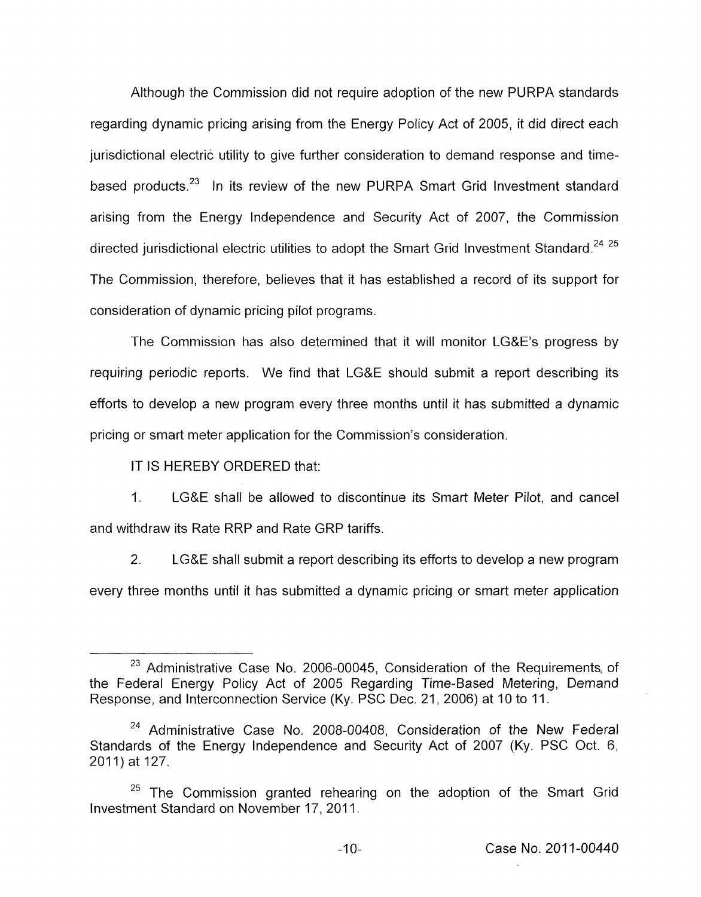Although the Commission did not require adoption of the new PURPA standards regarding dynamic pricing arising from the Energy Policy Act of 2005, it did direct each jurisdictional electric utility to give further consideration to demand response and time-based products.[23] In its review of the new PURPA Smart Grid Investment standard arising from the Energy Independence and Security Act of 2007, the Commission directed jurisdictional electric utilities to adopt the Smart Grid Investment Standard.[24] [25] The Commission, therefore, believes that it has established a record of its support for consideration of dynamic pricing pilot programs.

The Commission has also determined that it will monitor LG&E's progress by requiring periodic reports. We find that LG&E should submit a report describing its efforts to develop a new program every three months until it has submitted a dynamic pricing or smart meter application for the Commission's consideration.

IT IS HEREBY ORDERED that:

1. LG&E shall be allowed to discontinue its Smart Meter Pilot, and cancel and withdraw its Rate RRP and Rate GRP tariffs.

2. LG&E shall submit a report describing its efforts to develop a new program every three months until it has submitted a dynamic pricing or smart meter application

---

[23] Administrative Case No. 2006-00045, Consideration of the Requirements of the Federal Energy Policy Act of 2005 Regarding Time-Based Metering, Demand Response, and Interconnection Service (Ky. PSC Dec. 21, 2006) at 10 to 11.

[24] Administrative Case No. 2008-00408, Consideration of the New Federal Standards of the Energy Independence and Security Act of 2007 (Ky. PSC Oct. 6, 2011) at 127.

[25] The Commission granted rehearing on the adoption of the Smart Grid Investment Standard on November 17, 2011.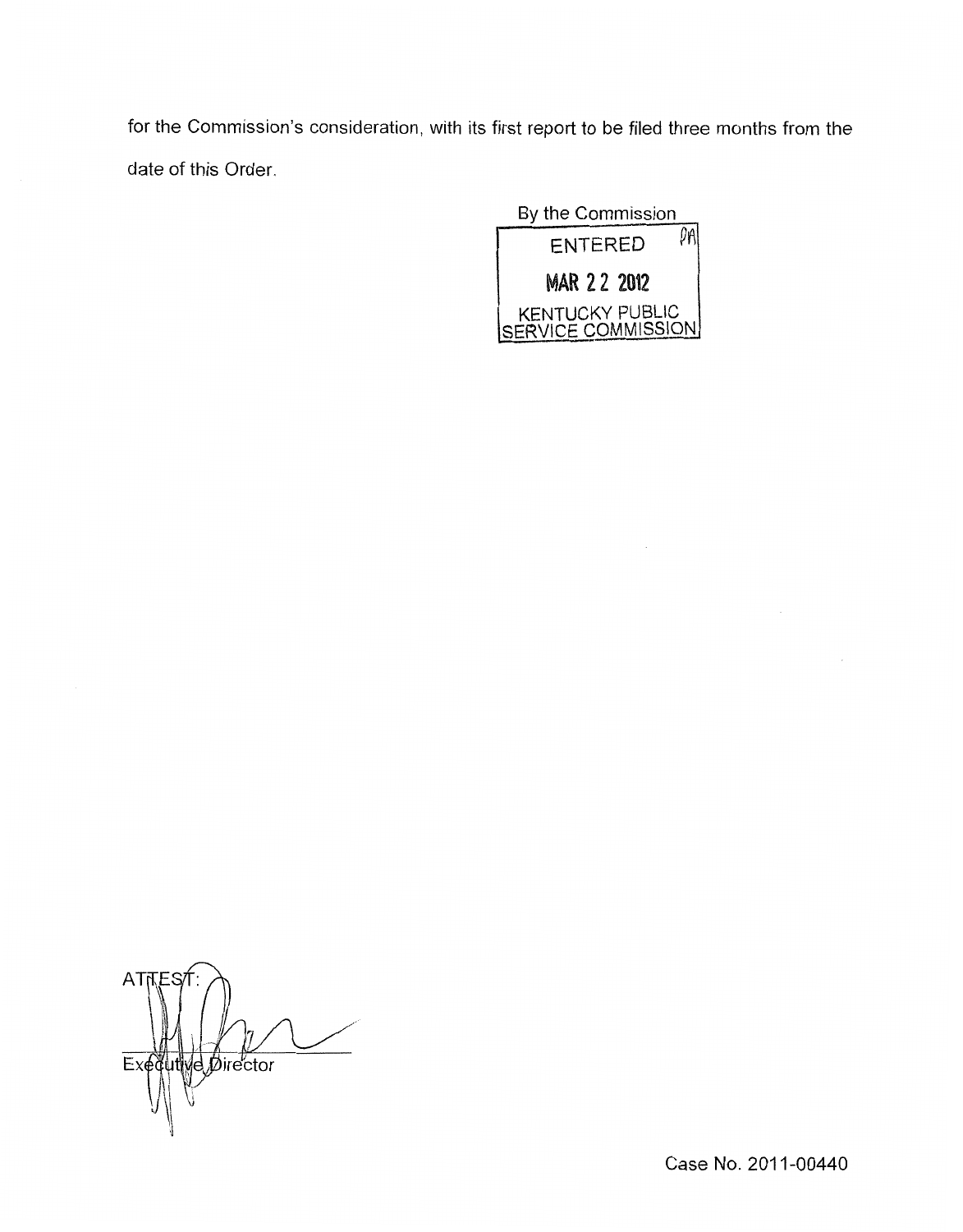for the Commission's consideration, with its first report to be filed three months from the date of this Order.

By the Commission

ENTERED

MAR 22 2012

KENTUCKY PUBLIC SERVICE COMMISSION

ATTEST:

Executive Director

Case No. 2011-00440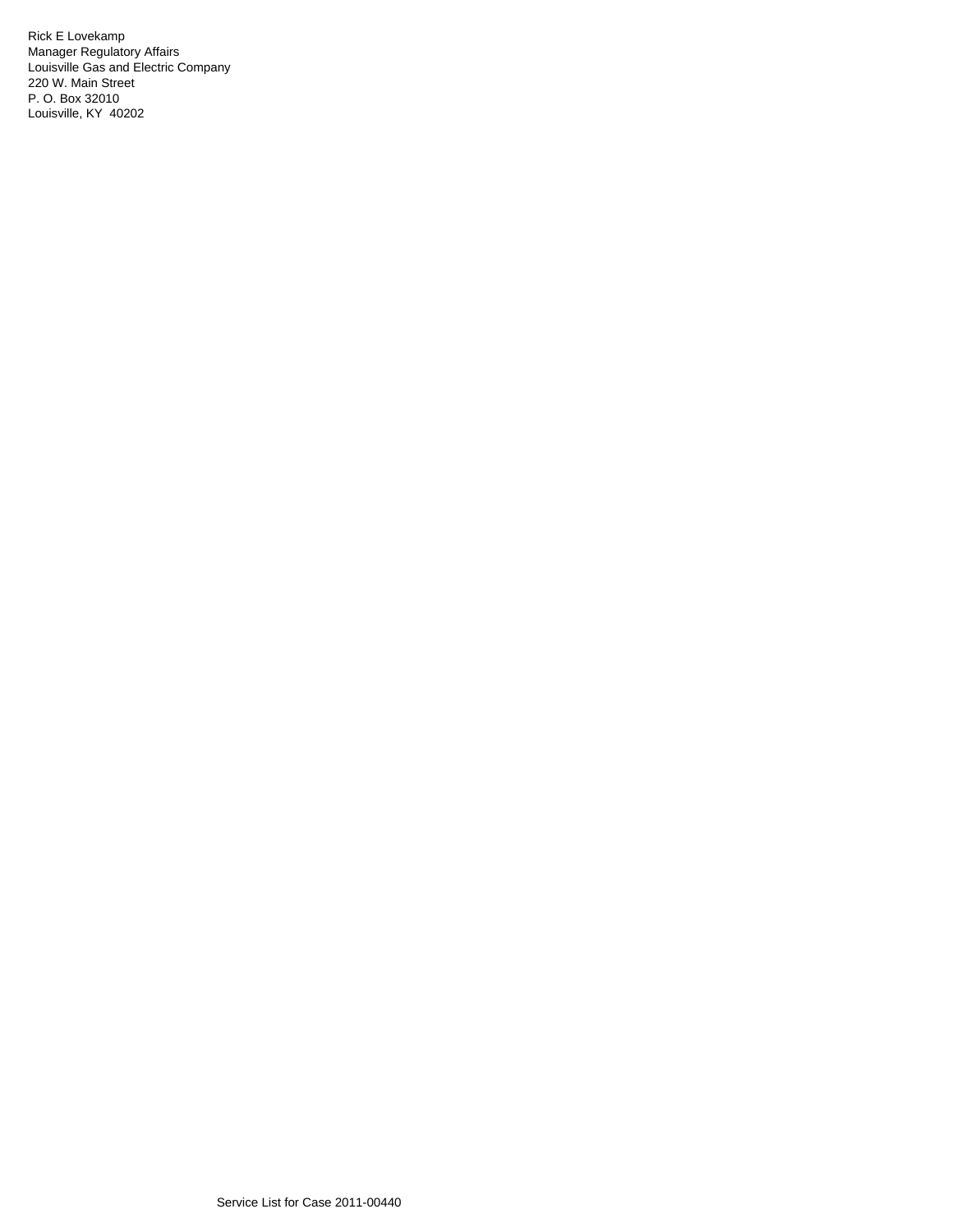Rick E Lovekamp
Manager Regulatory Affairs
Louisville Gas and Electric Company
220 W. Main Street
P. O. Box 32010
Louisville, KY  40202